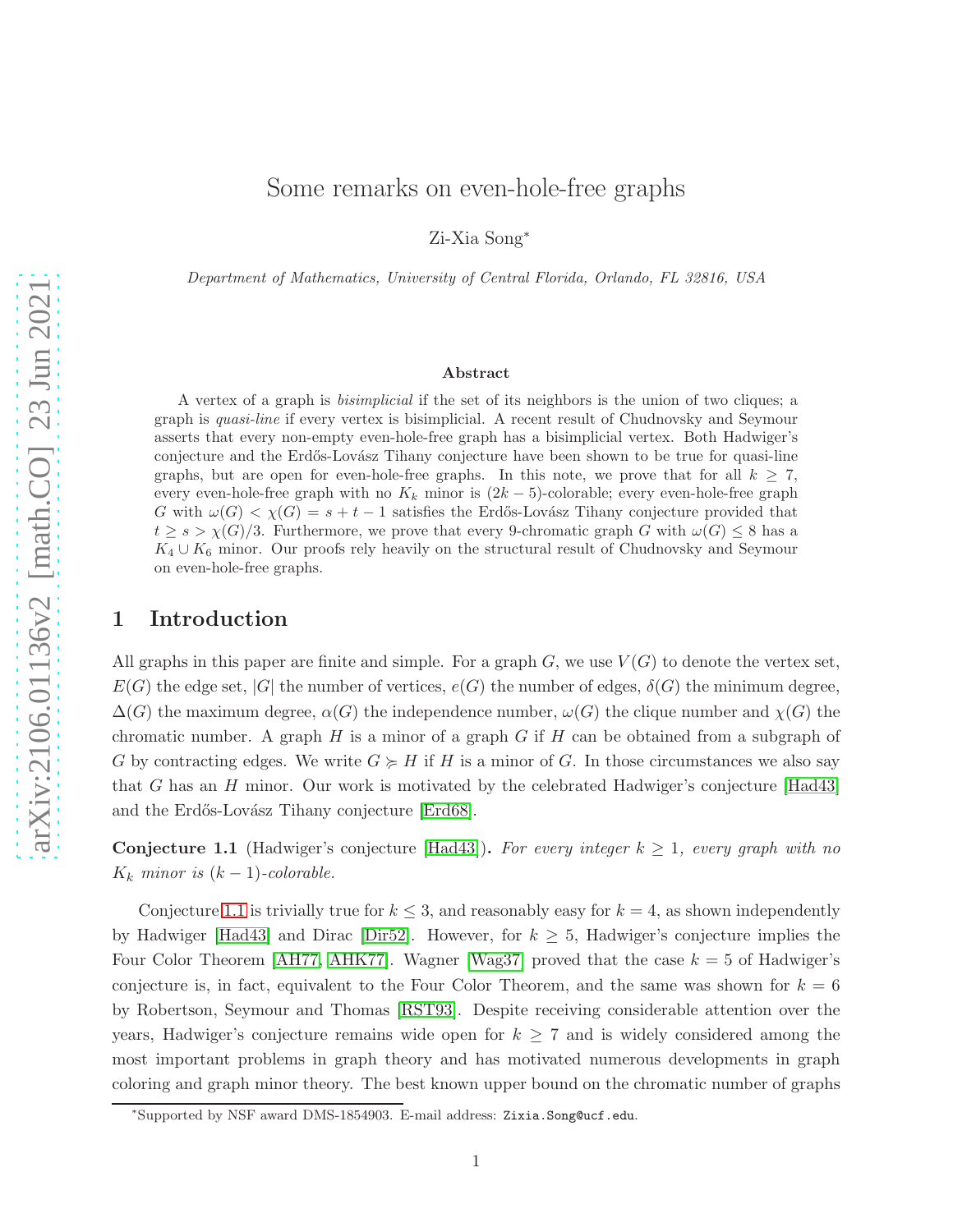# Some remarks on even-hole-free graphs

Zi-Xia Song*

*Department of Mathematics, University of Central Florida, Orlando, FL 32816, USA*

### Abstract

A vertex of a graph is *bisimplicial* if the set of its neighbors is the union of two cliques; a graph is *quasi-line* if every vertex is bisimplicial. A recent result of Chudnovsky and Seymour asserts that every non-empty even-hole-free graph has a bisimplicial vertex. Both Hadwiger's conjecture and the Erdős-Lovász Tihany conjecture have been shown to be true for quasi-line graphs, but are open for even-hole-free graphs. In this note, we prove that for all $k \geq 7$, every even-hole-free graph with no $K_k$ minor is $(2k-5)$-colorable; every even-hole-free graph $G$ with $\omega(G) < \chi(G) = s + t - 1$ satisfies the Erdős-Lovász Tihany conjecture provided that $t \geq s > \chi(G)/3$. Furthermore, we prove that every 9-chromatic graph $G$ with $\omega(G) \leq 8$ has a $K_4 \cup K_6$ minor. Our proofs rely heavily on the structural result of Chudnovsky and Seymour on even-hole-free graphs.

## 1 Introduction

All graphs in this paper are finite and simple. For a graph $G$, we use $V(G)$ to denote the vertex set, $E(G)$ the edge set, $|G|$ the number of vertices, $e(G)$ the number of edges, $\delta(G)$ the minimum degree, $\Delta(G)$ the maximum degree, $\alpha(G)$ the independence number, $\omega(G)$ the clique number and $\chi(G)$ the chromatic number. A graph $H$ is a minor of a graph $G$ if $H$ can be obtained from a subgraph of $G$ by contracting edges. We write $G \succcurlyeq H$ if $H$ is a minor of $G$. In those circumstances we also say that $G$ has an $H$ minor. Our work is motivated by the celebrated Hadwiger's conjecture [Had43] and the Erdős-Lovász Tihany conjecture [Erd68].

**Conjecture 1.1** (Hadwiger's conjecture [Had43]). *For every integer $k \geq 1$, every graph with no $K_k$ minor is $(k-1)$-colorable.*

Conjecture 1.1 is trivially true for $k \leq 3$, and reasonably easy for $k = 4$, as shown independently by Hadwiger [Had43] and Dirac [Dir52]. However, for $k \geq 5$, Hadwiger's conjecture implies the Four Color Theorem [AH77, AHK77]. Wagner [Wag37] proved that the case $k = 5$ of Hadwiger's conjecture is, in fact, equivalent to the Four Color Theorem, and the same was shown for $k = 6$ by Robertson, Seymour and Thomas [RST93]. Despite receiving considerable attention over the years, Hadwiger's conjecture remains wide open for $k \geq 7$ and is widely considered among the most important problems in graph theory and has motivated numerous developments in graph coloring and graph minor theory. The best known upper bound on the chromatic number of graphs

*Supported by NSF award DMS-1854903. E-mail address: Zixia.Song@ucf.edu.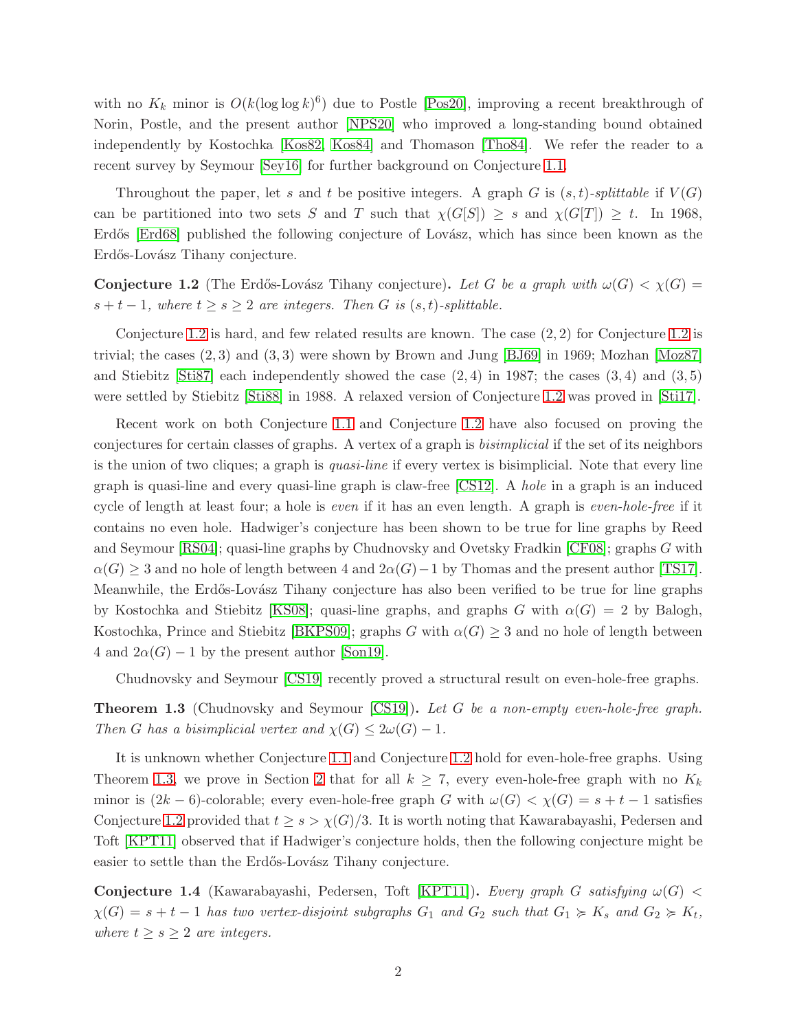with no $K_k$ minor is $O(k(\log\log k)^6)$ due to Postle [Pos20], improving a recent breakthrough of Norin, Postle, and the present author [NPS20] who improved a long-standing bound obtained independently by Kostochka [Kos82, Kos84] and Thomason [Tho84]. We refer the reader to a recent survey by Seymour [Sey16] for further background on Conjecture 1.1.

Throughout the paper, let $s$ and $t$ be positive integers. A graph $G$ is *$(s,t)$-splittable* if $V(G)$ can be partitioned into two sets $S$ and $T$ such that $\chi(G[S]) \geq s$ and $\chi(G[T]) \geq t$. In 1968, Erdős [Erd68] published the following conjecture of Lovász, which has since been known as the Erdős-Lovász Tihany conjecture.

**Conjecture 1.2** (The Erdős-Lovász Tihany conjecture)**.** *Let $G$ be a graph with $\omega(G) < \chi(G) = s+t-1$, where $t \geq s \geq 2$ are integers. Then $G$ is $(s,t)$-splittable.*

Conjecture 1.2 is hard, and few related results are known. The case $(2,2)$ for Conjecture 1.2 is trivial; the cases $(2,3)$ and $(3,3)$ were shown by Brown and Jung [BJ69] in 1969; Mozhan [Moz87] and Stiebitz [Sti87] each independently showed the case $(2,4)$ in 1987; the cases $(3,4)$ and $(3,5)$ were settled by Stiebitz [Sti88] in 1988. A relaxed version of Conjecture 1.2 was proved in [Sti17].

Recent work on both Conjecture 1.1 and Conjecture 1.2 have also focused on proving the conjectures for certain classes of graphs. A vertex of a graph is *bisimplicial* if the set of its neighbors is the union of two cliques; a graph is *quasi-line* if every vertex is bisimplicial. Note that every line graph is quasi-line and every quasi-line graph is claw-free [CS12]. A *hole* in a graph is an induced cycle of length at least four; a hole is *even* if it has an even length. A graph is *even-hole-free* if it contains no even hole. Hadwiger's conjecture has been shown to be true for line graphs by Reed and Seymour [RS04]; quasi-line graphs by Chudnovsky and Ovetsky Fradkin [CF08]; graphs $G$ with $\alpha(G) \geq 3$ and no hole of length between 4 and $2\alpha(G)-1$ by Thomas and the present author [TS17]. Meanwhile, the Erdős-Lovász Tihany conjecture has also been verified to be true for line graphs by Kostochka and Stiebitz [KS08]; quasi-line graphs, and graphs $G$ with $\alpha(G) = 2$ by Balogh, Kostochka, Prince and Stiebitz [BKPS09]; graphs $G$ with $\alpha(G) \geq 3$ and no hole of length between 4 and $2\alpha(G) - 1$ by the present author [Son19].

Chudnovsky and Seymour [CS19] recently proved a structural result on even-hole-free graphs.

**Theorem 1.3** (Chudnovsky and Seymour [CS19])**.** *Let $G$ be a non-empty even-hole-free graph. Then $G$ has a bisimplicial vertex and $\chi(G) \leq 2\omega(G) - 1$.*

It is unknown whether Conjecture 1.1 and Conjecture 1.2 hold for even-hole-free graphs. Using Theorem 1.3, we prove in Section 2 that for all $k \geq 7$, every even-hole-free graph with no $K_k$ minor is $(2k-6)$-colorable; every even-hole-free graph $G$ with $\omega(G) < \chi(G) = s+t-1$ satisfies Conjecture 1.2 provided that $t \geq s > \chi(G)/3$. It is worth noting that Kawarabayashi, Pedersen and Toft [KPT11] observed that if Hadwiger's conjecture holds, then the following conjecture might be easier to settle than the Erdős-Lovász Tihany conjecture.

**Conjecture 1.4** (Kawarabayashi, Pedersen, Toft [KPT11])**.** *Every graph $G$ satisfying $\omega(G) < \chi(G) = s+t-1$ has two vertex-disjoint subgraphs $G_1$ and $G_2$ such that $G_1 \succcurlyeq K_s$ and $G_2 \succcurlyeq K_t$, where $t \geq s \geq 2$ are integers.*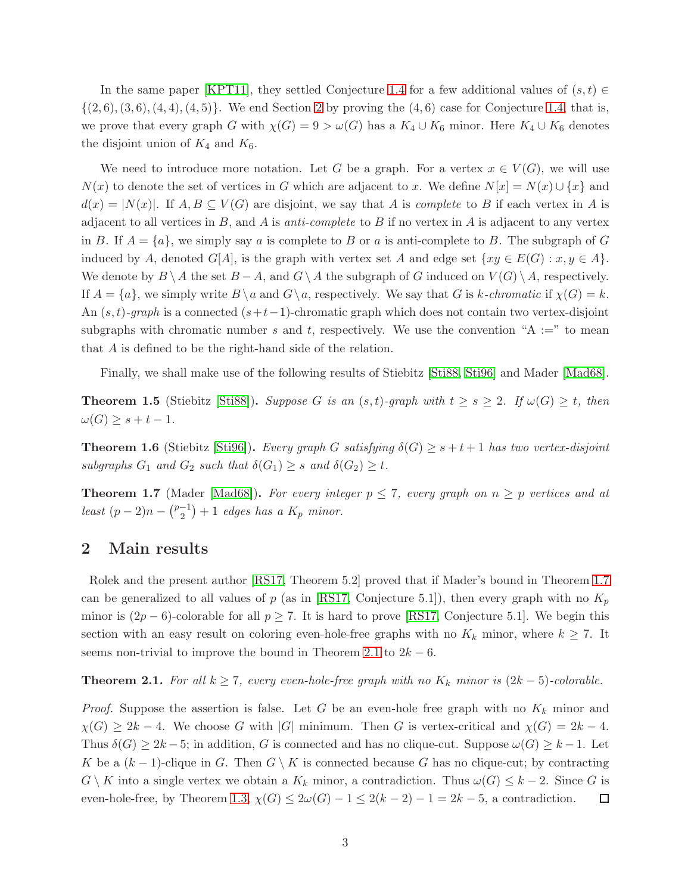In the same paper [KPT11], they settled Conjecture 1.4 for a few additional values of $(s,t) \in \{(2,6),(3,6),(4,4),(4,5)\}$. We end Section 2 by proving the $(4,6)$ case for Conjecture 1.4, that is, we prove that every graph $G$ with $\chi(G) = 9 > \omega(G)$ has a $K_4 \cup K_6$ minor. Here $K_4 \cup K_6$ denotes the disjoint union of $K_4$ and $K_6$.

We need to introduce more notation. Let $G$ be a graph. For a vertex $x \in V(G)$, we will use $N(x)$ to denote the set of vertices in $G$ which are adjacent to $x$. We define $N[x] = N(x) \cup \{x\}$ and $d(x) = |N(x)|$. If $A, B \subseteq V(G)$ are disjoint, we say that $A$ is *complete* to $B$ if each vertex in $A$ is adjacent to all vertices in $B$, and $A$ is *anti-complete* to $B$ if no vertex in $A$ is adjacent to any vertex in $B$. If $A = \{a\}$, we simply say $a$ is complete to $B$ or $a$ is anti-complete to $B$. The subgraph of $G$ induced by $A$, denoted $G[A]$, is the graph with vertex set $A$ and edge set $\{xy \in E(G) : x, y \in A\}$. We denote by $B \setminus A$ the set $B - A$, and $G \setminus A$ the subgraph of $G$ induced on $V(G) \setminus A$, respectively. If $A = \{a\}$, we simply write $B \setminus a$ and $G \setminus a$, respectively. We say that $G$ is *k-chromatic* if $\chi(G) = k$. An *$(s,t)$-graph* is a connected $(s+t-1)$-chromatic graph which does not contain two vertex-disjoint subgraphs with chromatic number $s$ and $t$, respectively. We use the convention "A :=" to mean that $A$ is defined to be the right-hand side of the relation.

Finally, we shall make use of the following results of Stiebitz [Sti88, Sti96] and Mader [Mad68].

**Theorem 1.5** (Stiebitz [Sti88]). *Suppose $G$ is an $(s,t)$-graph with $t \geq s \geq 2$. If $\omega(G) \geq t$, then $\omega(G) \geq s + t - 1$.*

**Theorem 1.6** (Stiebitz [Sti96]). *Every graph $G$ satisfying $\delta(G) \geq s + t + 1$ has two vertex-disjoint subgraphs $G_1$ and $G_2$ such that $\delta(G_1) \geq s$ and $\delta(G_2) \geq t$.*

**Theorem 1.7** (Mader [Mad68]). *For every integer $p \leq 7$, every graph on $n \geq p$ vertices and at least $(p-2)n - \binom{p-1}{2} + 1$ edges has a $K_p$ minor.*

## 2 Main results

Rolek and the present author [RS17, Theorem 5.2] proved that if Mader's bound in Theorem 1.7 can be generalized to all values of $p$ (as in [RS17, Conjecture 5.1]), then every graph with no $K_p$ minor is $(2p-6)$-colorable for all $p \geq 7$. It is hard to prove [RS17, Conjecture 5.1]. We begin this section with an easy result on coloring even-hole-free graphs with no $K_k$ minor, where $k \geq 7$. It seems non-trivial to improve the bound in Theorem 2.1 to $2k - 6$.

**Theorem 2.1.** *For all $k \geq 7$, every even-hole-free graph with no $K_k$ minor is $(2k-5)$-colorable.*

*Proof.* Suppose the assertion is false. Let $G$ be an even-hole free graph with no $K_k$ minor and $\chi(G) \geq 2k - 4$. We choose $G$ with $|G|$ minimum. Then $G$ is vertex-critical and $\chi(G) = 2k - 4$. Thus $\delta(G) \geq 2k - 5$; in addition, $G$ is connected and has no clique-cut. Suppose $\omega(G) \geq k - 1$. Let $K$ be a $(k-1)$-clique in $G$. Then $G \setminus K$ is connected because $G$ has no clique-cut; by contracting $G \setminus K$ into a single vertex we obtain a $K_k$ minor, a contradiction. Thus $\omega(G) \leq k - 2$. Since $G$ is even-hole-free, by Theorem 1.3, $\chi(G) \leq 2\omega(G) - 1 \leq 2(k-2) - 1 = 2k - 5$, a contradiction. $\square$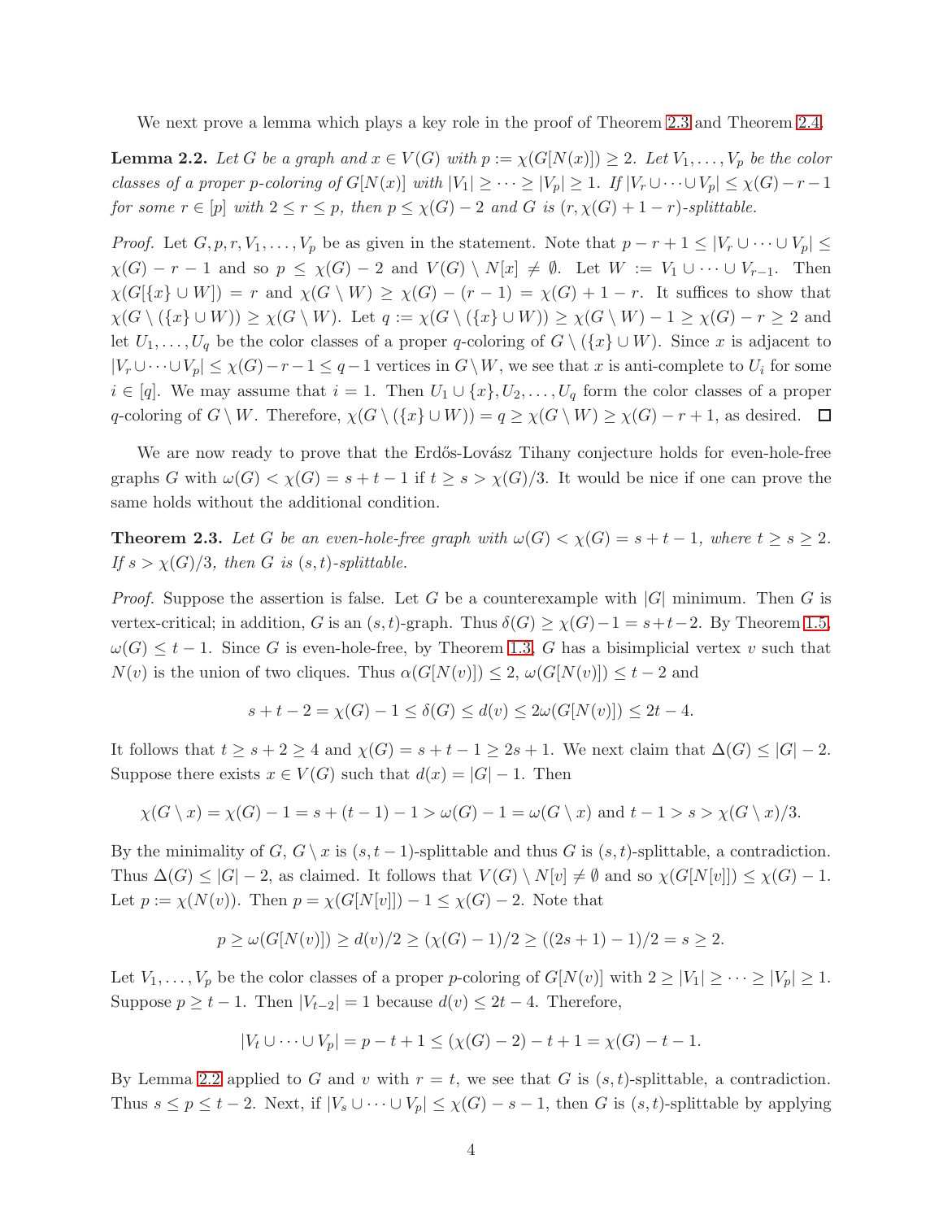We next prove a lemma which plays a key role in the proof of Theorem 2.3 and Theorem 2.4.

**Lemma 2.2.** *Let $G$ be a graph and $x \in V(G)$ with $p := \chi(G[N(x)]) \geq 2$. Let $V_1, \ldots, V_p$ be the color classes of a proper $p$-coloring of $G[N(x)]$ with $|V_1| \geq \cdots \geq |V_p| \geq 1$. If $|V_r \cup \cdots \cup V_p| \leq \chi(G) - r - 1$ for some $r \in [p]$ with $2 \leq r \leq p$, then $p \leq \chi(G) - 2$ and $G$ is $(r, \chi(G) + 1 - r)$-splittable.*

*Proof.* Let $G, p, r, V_1, \ldots, V_p$ be as given in the statement. Note that $p - r + 1 \leq |V_r \cup \cdots \cup V_p| \leq \chi(G) - r - 1$ and so $p \leq \chi(G) - 2$ and $V(G) \setminus N[x] \neq \emptyset$. Let $W := V_1 \cup \cdots \cup V_{r-1}$. Then $\chi(G[\{x\} \cup W]) = r$ and $\chi(G \setminus W) \geq \chi(G) - (r-1) = \chi(G) + 1 - r$. It suffices to show that $\chi(G \setminus (\{x\} \cup W)) \geq \chi(G \setminus W)$. Let $q := \chi(G \setminus (\{x\} \cup W)) \geq \chi(G \setminus W) - 1 \geq \chi(G) - r \geq 2$ and let $U_1, \ldots, U_q$ be the color classes of a proper $q$-coloring of $G \setminus (\{x\} \cup W)$. Since $x$ is adjacent to $|V_r \cup \cdots \cup V_p| \leq \chi(G) - r - 1 \leq q - 1$ vertices in $G \setminus W$, we see that $x$ is anti-complete to $U_i$ for some $i \in [q]$. We may assume that $i = 1$. Then $U_1 \cup \{x\}, U_2, \ldots, U_q$ form the color classes of a proper $q$-coloring of $G \setminus W$. Therefore, $\chi(G \setminus (\{x\} \cup W)) = q \geq \chi(G \setminus W) \geq \chi(G) - r + 1$, as desired. $\square$

We are now ready to prove that the Erdős-Lovász Tihany conjecture holds for even-hole-free graphs $G$ with $\omega(G) < \chi(G) = s + t - 1$ if $t \geq s > \chi(G)/3$. It would be nice if one can prove the same holds without the additional condition.

**Theorem 2.3.** *Let $G$ be an even-hole-free graph with $\omega(G) < \chi(G) = s + t - 1$, where $t \geq s \geq 2$. If $s > \chi(G)/3$, then $G$ is $(s,t)$-splittable.*

*Proof.* Suppose the assertion is false. Let $G$ be a counterexample with $|G|$ minimum. Then $G$ is vertex-critical; in addition, $G$ is an $(s,t)$-graph. Thus $\delta(G) \geq \chi(G) - 1 = s + t - 2$. By Theorem 1.5, $\omega(G) \leq t - 1$. Since $G$ is even-hole-free, by Theorem 1.3, $G$ has a bisimplicial vertex $v$ such that $N(v)$ is the union of two cliques. Thus $\alpha(G[N(v)]) \leq 2$, $\omega(G[N(v)]) \leq t - 2$ and

$$s + t - 2 = \chi(G) - 1 \leq \delta(G) \leq d(v) \leq 2\omega(G[N(v)]) \leq 2t - 4.$$

It follows that $t \geq s + 2 \geq 4$ and $\chi(G) = s + t - 1 \geq 2s + 1$. We next claim that $\Delta(G) \leq |G| - 2$. Suppose there exists $x \in V(G)$ such that $d(x) = |G| - 1$. Then

$$\chi(G \setminus x) = \chi(G) - 1 = s + (t-1) - 1 > \omega(G) - 1 = \omega(G \setminus x) \text{ and } t - 1 > s > \chi(G \setminus x)/3.$$

By the minimality of $G$, $G \setminus x$ is $(s, t-1)$-splittable and thus $G$ is $(s,t)$-splittable, a contradiction. Thus $\Delta(G) \leq |G| - 2$, as claimed. It follows that $V(G) \setminus N[v] \neq \emptyset$ and so $\chi(G[N[v]]) \leq \chi(G) - 1$. Let $p := \chi(N(v))$. Then $p = \chi(G[N[v]]) - 1 \leq \chi(G) - 2$. Note that

$$p \geq \omega(G[N(v)]) \geq d(v)/2 \geq (\chi(G) - 1)/2 \geq ((2s+1) - 1)/2 = s \geq 2.$$

Let $V_1, \ldots, V_p$ be the color classes of a proper $p$-coloring of $G[N(v)]$ with $2 \geq |V_1| \geq \cdots \geq |V_p| \geq 1$. Suppose $p \geq t - 1$. Then $|V_{t-2}| = 1$ because $d(v) \leq 2t - 4$. Therefore,

$$|V_t \cup \cdots \cup V_p| = p - t + 1 \leq (\chi(G) - 2) - t + 1 = \chi(G) - t - 1.$$

By Lemma 2.2 applied to $G$ and $v$ with $r = t$, we see that $G$ is $(s,t)$-splittable, a contradiction. Thus $s \leq p \leq t - 2$. Next, if $|V_s \cup \cdots \cup V_p| \leq \chi(G) - s - 1$, then $G$ is $(s,t)$-splittable by applying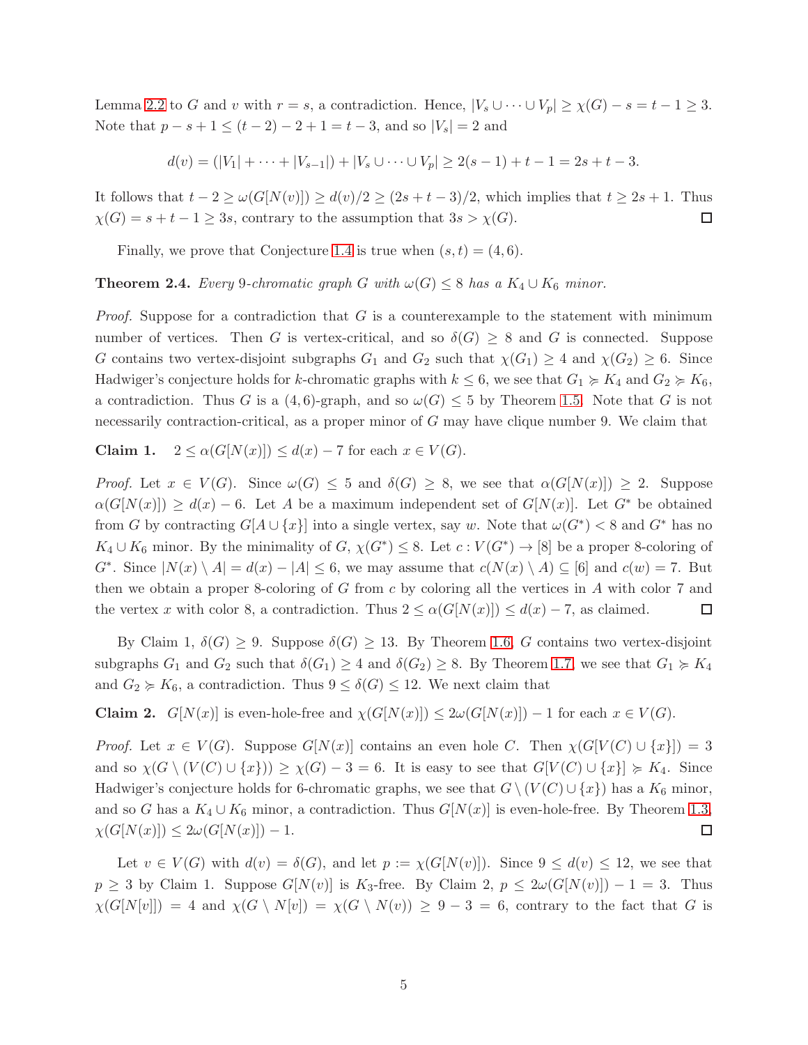Lemma 2.2 to $G$ and $v$ with $r = s$, a contradiction. Hence, $|V_s \cup \cdots \cup V_p| \geq \chi(G) - s = t - 1 \geq 3$. Note that $p - s + 1 \leq (t-2) - 2 + 1 = t - 3$, and so $|V_s| = 2$ and

$$d(v) = (|V_1| + \cdots + |V_{s-1}|) + |V_s \cup \cdots \cup V_p| \geq 2(s-1) + t - 1 = 2s + t - 3.$$

It follows that $t - 2 \geq \omega(G[N(v)]) \geq d(v)/2 \geq (2s + t - 3)/2$, which implies that $t \geq 2s + 1$. Thus $\chi(G) = s + t - 1 \geq 3s$, contrary to the assumption that $3s > \chi(G)$. $\square$

Finally, we prove that Conjecture 1.4 is true when $(s, t) = (4, 6)$.

**Theorem 2.4.** *Every 9-chromatic graph $G$ with $\omega(G) \leq 8$ has a $K_4 \cup K_6$ minor.*

*Proof.* Suppose for a contradiction that $G$ is a counterexample to the statement with minimum number of vertices. Then $G$ is vertex-critical, and so $\delta(G) \geq 8$ and $G$ is connected. Suppose $G$ contains two vertex-disjoint subgraphs $G_1$ and $G_2$ such that $\chi(G_1) \geq 4$ and $\chi(G_2) \geq 6$. Since Hadwiger's conjecture holds for $k$-chromatic graphs with $k \leq 6$, we see that $G_1 \succcurlyeq K_4$ and $G_2 \succcurlyeq K_6$, a contradiction. Thus $G$ is a $(4, 6)$-graph, and so $\omega(G) \leq 5$ by Theorem 1.5. Note that $G$ is not necessarily contraction-critical, as a proper minor of $G$ may have clique number 9. We claim that

**Claim 1.** $2 \leq \alpha(G[N(x)]) \leq d(x) - 7$ for each $x \in V(G)$.

*Proof.* Let $x \in V(G)$. Since $\omega(G) \leq 5$ and $\delta(G) \geq 8$, we see that $\alpha(G[N(x)]) \geq 2$. Suppose $\alpha(G[N(x)]) \geq d(x) - 6$. Let $A$ be a maximum independent set of $G[N(x)]$. Let $G^*$ be obtained from $G$ by contracting $G[A \cup \{x\}]$ into a single vertex, say $w$. Note that $\omega(G^*) < 8$ and $G^*$ has no $K_4 \cup K_6$ minor. By the minimality of $G$, $\chi(G^*) \leq 8$. Let $c : V(G^*) \to [8]$ be a proper 8-coloring of $G^*$. Since $|N(x) \setminus A| = d(x) - |A| \leq 6$, we may assume that $c(N(x) \setminus A) \subseteq [6]$ and $c(w) = 7$. But then we obtain a proper 8-coloring of $G$ from $c$ by coloring all the vertices in $A$ with color 7 and the vertex $x$ with color 8, a contradiction. Thus $2 \leq \alpha(G[N(x)]) \leq d(x) - 7$, as claimed. $\square$

By Claim 1, $\delta(G) \geq 9$. Suppose $\delta(G) \geq 13$. By Theorem 1.6, $G$ contains two vertex-disjoint subgraphs $G_1$ and $G_2$ such that $\delta(G_1) \geq 4$ and $\delta(G_2) \geq 8$. By Theorem 1.7, we see that $G_1 \succcurlyeq K_4$ and $G_2 \succcurlyeq K_6$, a contradiction. Thus $9 \leq \delta(G) \leq 12$. We next claim that

**Claim 2.** $G[N(x)]$ is even-hole-free and $\chi(G[N(x)]) \leq 2\omega(G[N(x)]) - 1$ for each $x \in V(G)$.

*Proof.* Let $x \in V(G)$. Suppose $G[N(x)]$ contains an even hole $C$. Then $\chi(G[V(C) \cup \{x\}]) = 3$ and so $\chi(G \setminus (V(C) \cup \{x\})) \geq \chi(G) - 3 = 6$. It is easy to see that $G[V(C) \cup \{x\}] \succcurlyeq K_4$. Since Hadwiger's conjecture holds for 6-chromatic graphs, we see that $G \setminus (V(C) \cup \{x\})$ has a $K_6$ minor, and so $G$ has a $K_4 \cup K_6$ minor, a contradiction. Thus $G[N(x)]$ is even-hole-free. By Theorem 1.3, $\chi(G[N(x)]) \leq 2\omega(G[N(x)]) - 1$. $\square$

Let $v \in V(G)$ with $d(v) = \delta(G)$, and let $p := \chi(G[N(v)])$. Since $9 \leq d(v) \leq 12$, we see that $p \geq 3$ by Claim 1. Suppose $G[N(v)]$ is $K_3$-free. By Claim 2, $p \leq 2\omega(G[N(v)]) - 1 = 3$. Thus $\chi(G[N[v]]) = 4$ and $\chi(G \setminus N[v]) = \chi(G \setminus N(v)) \geq 9 - 3 = 6$, contrary to the fact that $G$ is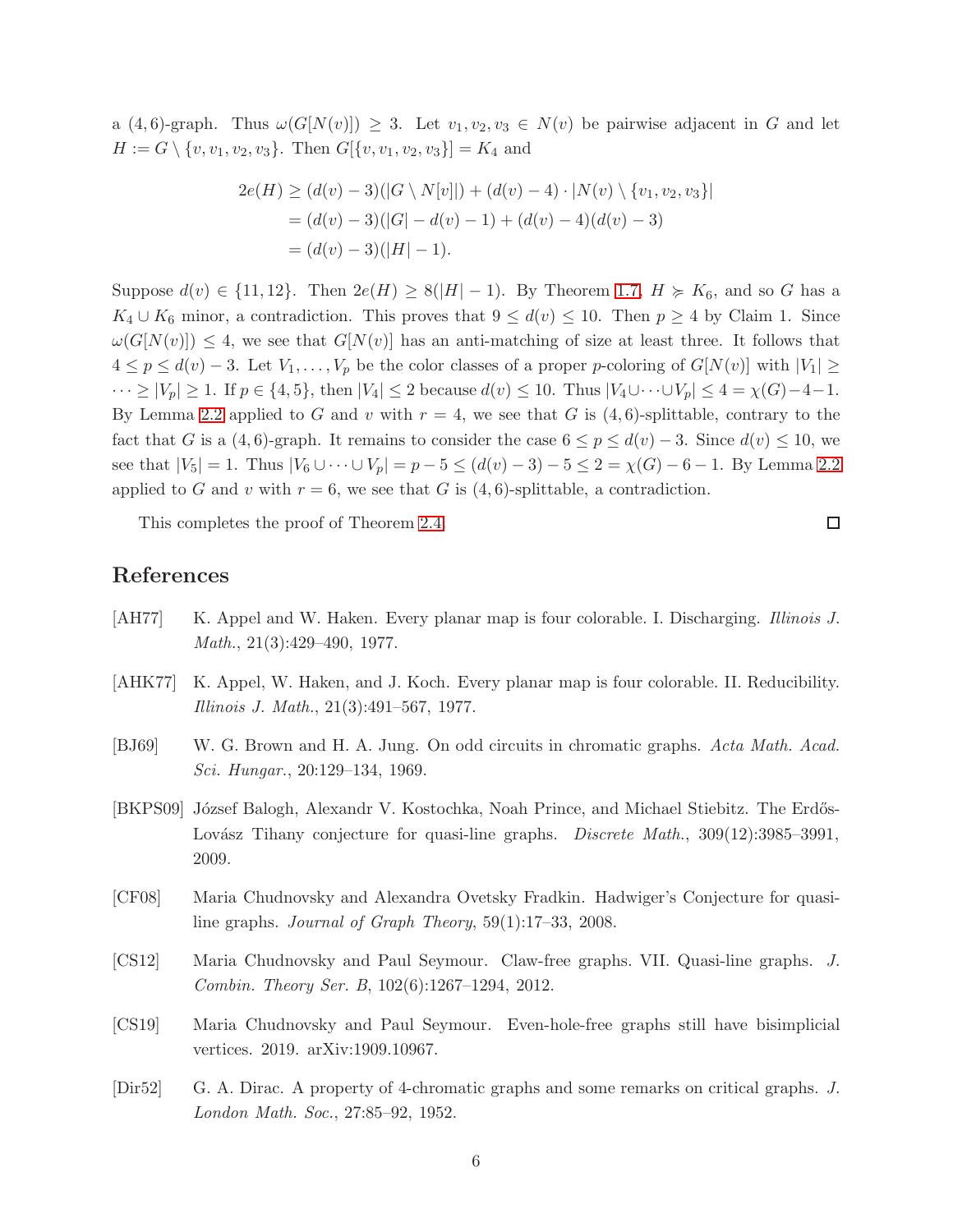a $(4,6)$-graph. Thus $\omega(G[N(v)]) \geq 3$. Let $v_1, v_2, v_3 \in N(v)$ be pairwise adjacent in $G$ and let $H := G \setminus \{v, v_1, v_2, v_3\}$. Then $G[\{v, v_1, v_2, v_3\}] = K_4$ and

$$
\begin{aligned}
2e(H) &\geq (d(v) - 3)(|G \setminus N[v]|) + (d(v) - 4) \cdot |N(v) \setminus \{v_1, v_2, v_3\}| \\
&= (d(v) - 3)(|G| - d(v) - 1) + (d(v) - 4)(d(v) - 3) \\
&= (d(v) - 3)(|H| - 1).
\end{aligned}
$$

Suppose $d(v) \in \{11, 12\}$. Then $2e(H) \geq 8(|H| - 1)$. By Theorem 1.7, $H \succcurlyeq K_6$, and so $G$ has a $K_4 \cup K_6$ minor, a contradiction. This proves that $9 \leq d(v) \leq 10$. Then $p \geq 4$ by Claim 1. Since $\omega(G[N(v)]) \leq 4$, we see that $G[N(v)]$ has an anti-matching of size at least three. It follows that $4 \leq p \leq d(v) - 3$. Let $V_1, \ldots, V_p$ be the color classes of a proper $p$-coloring of $G[N(v)]$ with $|V_1| \geq \cdots \geq |V_p| \geq 1$. If $p \in \{4, 5\}$, then $|V_4| \leq 2$ because $d(v) \leq 10$. Thus $|V_4 \cup \cdots \cup V_p| \leq 4 = \chi(G) - 4 - 1$. By Lemma 2.2 applied to $G$ and $v$ with $r = 4$, we see that $G$ is $(4,6)$-splittable, contrary to the fact that $G$ is a $(4,6)$-graph. It remains to consider the case $6 \leq p \leq d(v) - 3$. Since $d(v) \leq 10$, we see that $|V_5| = 1$. Thus $|V_6 \cup \cdots \cup V_p| = p - 5 \leq (d(v) - 3) - 5 \leq 2 = \chi(G) - 6 - 1$. By Lemma 2.2 applied to $G$ and $v$ with $r = 6$, we see that $G$ is $(4,6)$-splittable, a contradiction.

This completes the proof of Theorem 2.4. □

# References

[AH77] K. Appel and W. Haken. Every planar map is four colorable. I. Discharging. *Illinois J. Math.*, 21(3):429–490, 1977.

[AHK77] K. Appel, W. Haken, and J. Koch. Every planar map is four colorable. II. Reducibility. *Illinois J. Math.*, 21(3):491–567, 1977.

[BJ69] W. G. Brown and H. A. Jung. On odd circuits in chromatic graphs. *Acta Math. Acad. Sci. Hungar.*, 20:129–134, 1969.

[BKPS09] József Balogh, Alexandr V. Kostochka, Noah Prince, and Michael Stiebitz. The Erdős-Lovász Tihany conjecture for quasi-line graphs. *Discrete Math.*, 309(12):3985–3991, 2009.

[CF08] Maria Chudnovsky and Alexandra Ovetsky Fradkin. Hadwiger's Conjecture for quasi-line graphs. *Journal of Graph Theory*, 59(1):17–33, 2008.

[CS12] Maria Chudnovsky and Paul Seymour. Claw-free graphs. VII. Quasi-line graphs. *J. Combin. Theory Ser. B*, 102(6):1267–1294, 2012.

[CS19] Maria Chudnovsky and Paul Seymour. Even-hole-free graphs still have bisimplicial vertices. 2019. arXiv:1909.10967.

[Dir52] G. A. Dirac. A property of 4-chromatic graphs and some remarks on critical graphs. *J. London Math. Soc.*, 27:85–92, 1952.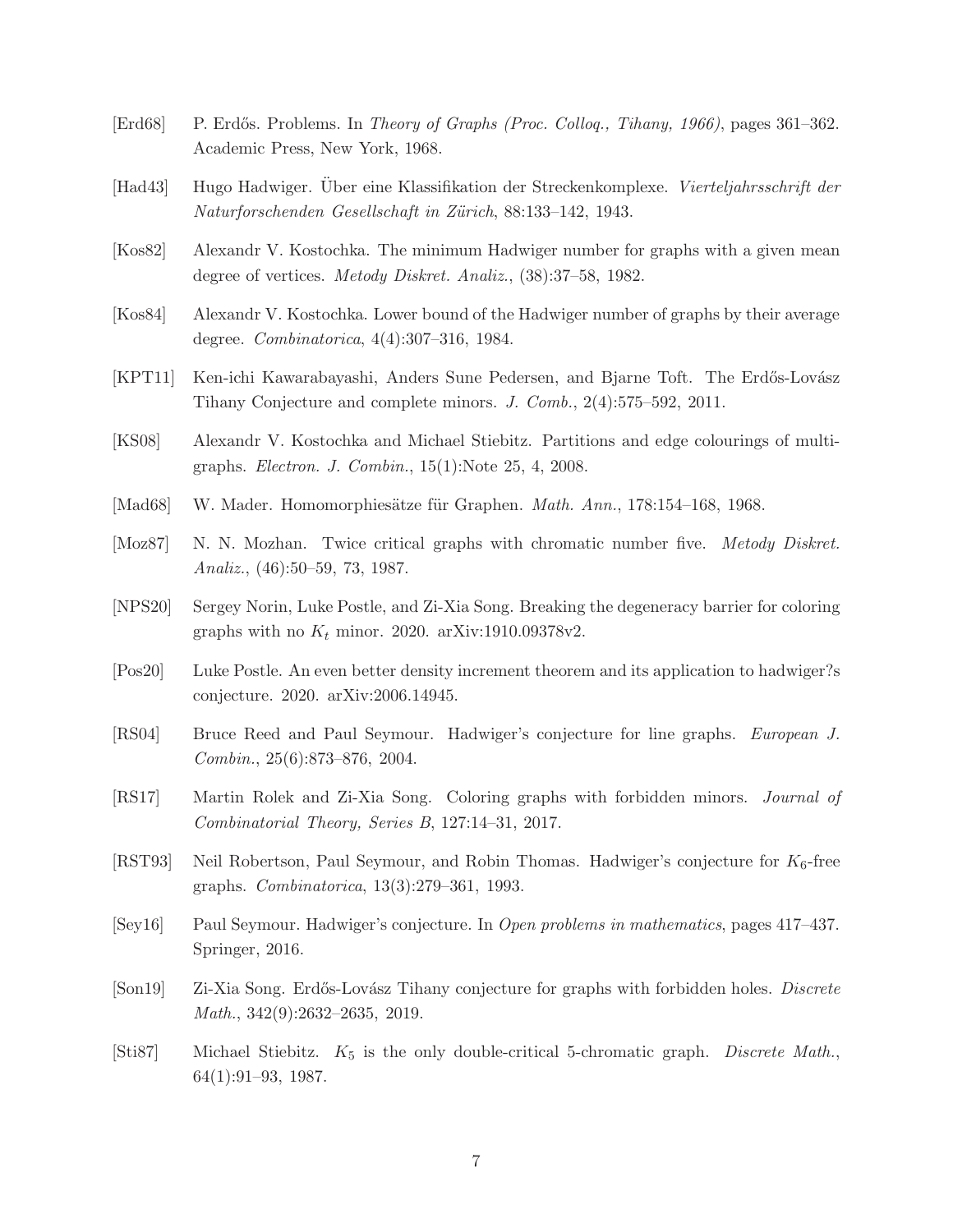[Erd68] P. Erdős. Problems. In *Theory of Graphs (Proc. Colloq., Tihany, 1966)*, pages 361–362. Academic Press, New York, 1968.

[Had43] Hugo Hadwiger. Über eine Klassifikation der Streckenkomplexe. *Vierteljahrsschrift der Naturforschenden Gesellschaft in Zürich*, 88:133–142, 1943.

[Kos82] Alexandr V. Kostochka. The minimum Hadwiger number for graphs with a given mean degree of vertices. *Metody Diskret. Analiz.*, (38):37–58, 1982.

[Kos84] Alexandr V. Kostochka. Lower bound of the Hadwiger number of graphs by their average degree. *Combinatorica*, 4(4):307–316, 1984.

[KPT11] Ken-ichi Kawarabayashi, Anders Sune Pedersen, and Bjarne Toft. The Erdős-Lovász Tihany Conjecture and complete minors. *J. Comb.*, 2(4):575–592, 2011.

[KS08] Alexandr V. Kostochka and Michael Stiebitz. Partitions and edge colourings of multigraphs. *Electron. J. Combin.*, 15(1):Note 25, 4, 2008.

[Mad68] W. Mader. Homomorphiesätze für Graphen. *Math. Ann.*, 178:154–168, 1968.

[Moz87] N. N. Mozhan. Twice critical graphs with chromatic number five. *Metody Diskret. Analiz.*, (46):50–59, 73, 1987.

[NPS20] Sergey Norin, Luke Postle, and Zi-Xia Song. Breaking the degeneracy barrier for coloring graphs with no $K_t$ minor. 2020. arXiv:1910.09378v2.

[Pos20] Luke Postle. An even better density increment theorem and its application to hadwiger?s conjecture. 2020. arXiv:2006.14945.

[RS04] Bruce Reed and Paul Seymour. Hadwiger's conjecture for line graphs. *European J. Combin.*, 25(6):873–876, 2004.

[RS17] Martin Rolek and Zi-Xia Song. Coloring graphs with forbidden minors. *Journal of Combinatorial Theory, Series B*, 127:14–31, 2017.

[RST93] Neil Robertson, Paul Seymour, and Robin Thomas. Hadwiger's conjecture for $K_6$-free graphs. *Combinatorica*, 13(3):279–361, 1993.

[Sey16] Paul Seymour. Hadwiger's conjecture. In *Open problems in mathematics*, pages 417–437. Springer, 2016.

[Son19] Zi-Xia Song. Erdős-Lovász Tihany conjecture for graphs with forbidden holes. *Discrete Math.*, 342(9):2632–2635, 2019.

[Sti87] Michael Stiebitz. $K_5$ is the only double-critical 5-chromatic graph. *Discrete Math.*, 64(1):91–93, 1987.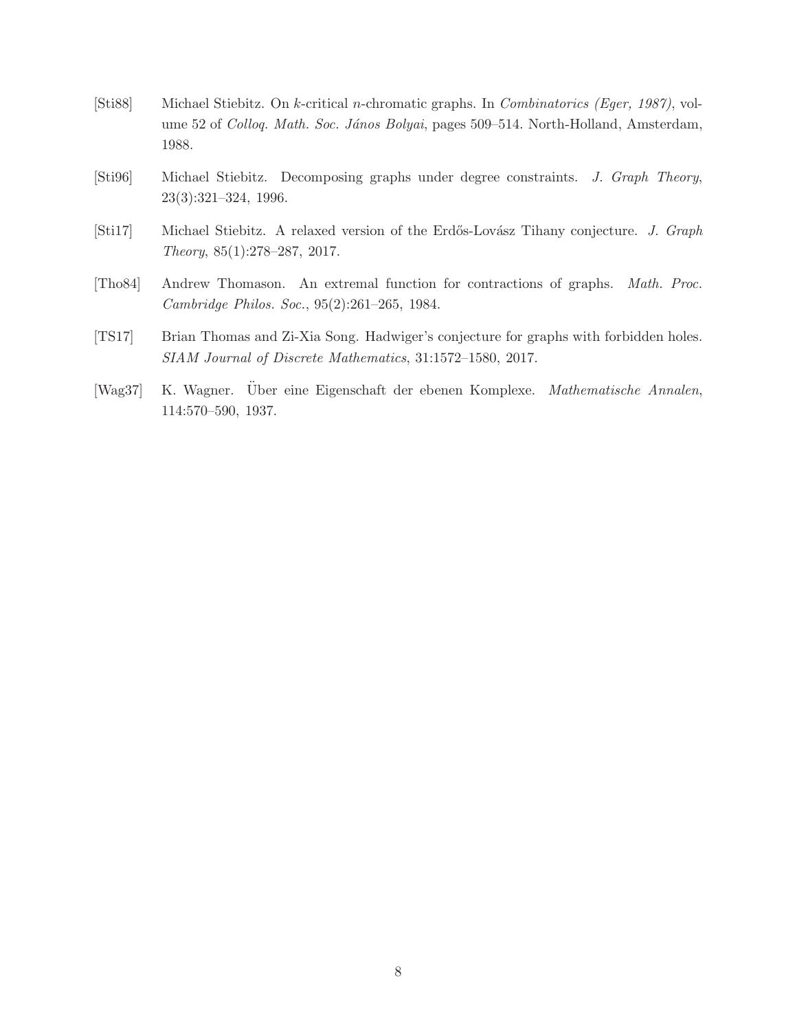[Sti88] Michael Stiebitz. On $k$-critical $n$-chromatic graphs. In *Combinatorics (Eger, 1987)*, volume 52 of *Colloq. Math. Soc. János Bolyai*, pages 509–514. North-Holland, Amsterdam, 1988.

[Sti96] Michael Stiebitz. Decomposing graphs under degree constraints. *J. Graph Theory*, 23(3):321–324, 1996.

[Sti17] Michael Stiebitz. A relaxed version of the Erdős-Lovász Tihany conjecture. *J. Graph Theory*, 85(1):278–287, 2017.

[Tho84] Andrew Thomason. An extremal function for contractions of graphs. *Math. Proc. Cambridge Philos. Soc.*, 95(2):261–265, 1984.

[TS17] Brian Thomas and Zi-Xia Song. Hadwiger's conjecture for graphs with forbidden holes. *SIAM Journal of Discrete Mathematics*, 31:1572–1580, 2017.

[Wag37] K. Wagner. Über eine Eigenschaft der ebenen Komplexe. *Mathematische Annalen*, 114:570–590, 1937.